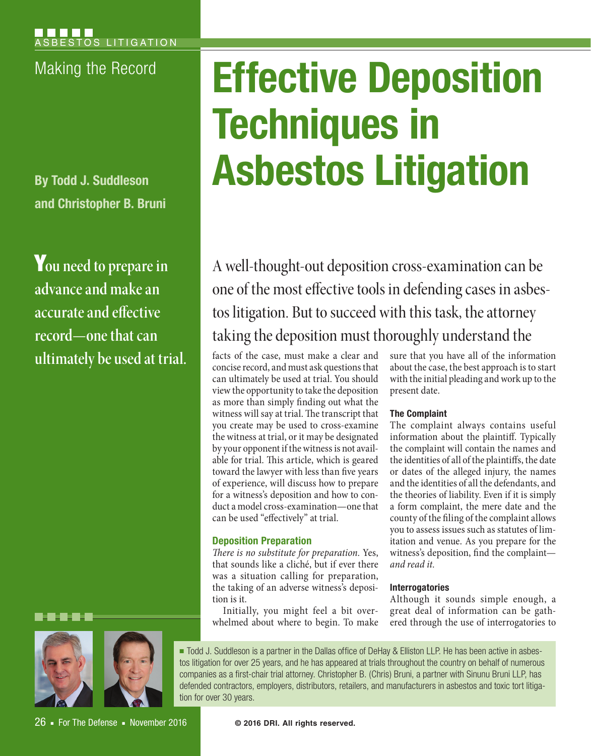ASBESTOS LITIGATION

Making the Record

# Effective Deposition Techniques in Asbestos Litigation

**By Todd J. Suddleson and Christopher B. Bruni**

**You need to prepare in advance and make an accurate and effective record—one that can ultimately be used at trial.**

A well-thought-out deposition cross-examination can be one of the most effective tools in defending cases in asbestos litigation. But to succeed with this task, the attorney taking the deposition must thoroughly understand the facts of the case, must make a clear and concise record, and must ask questions that can ultimately be used at trial. You should view the opportunity to take the deposition as more than simply finding out what the witness will say at trial. The transcript that you create may be used to cross-examine the witness at trial, or it may be designated by your opponent if the witness is not available for trial. This article, which is geared toward the lawyer with less than five years of experience, will discuss how to prepare for a witness's deposition and how to conduct a model cross-examination—one that can be used "effectively" at trial.

## Deposition Preparation

*There is no substitute for preparation.* Yes, that sounds like a cliché, but if ever there was a situation calling for preparation, the taking of an adverse witness's deposition is it.

Initially, you might feel a bit overwhelmed about where to begin. To make sure that you have all of the information about the case, the best approach is to start with the initial pleading and work up to the present date.

### The Complaint

The complaint always contains useful information about the plaintiff. Typically the complaint will contain the names and the identities of all of the plaintiffs, the date or dates of the alleged injury, the names and the identities of all the defendants, and the theories of liability. Even if it is simply a form complaint, the mere date and the county of the filing of the complaint allows you to assess issues such as statutes of limitation and venue. As you prepare for the witness's deposition, find the complaint—*and read it.*

### Interrogatories

Although it sounds simple enough, a great deal of information can be gathered through the use of interrogatories to

Todd J. Suddleson is a partner in the Dallas office of DeHay & Elliston LLP. He has been active in asbestos litigation for over 25 years, and he has appeared at trials throughout the country on behalf of numerous companies as a first-chair trial attorney. Christopher B. (Chris) Bruni, a partner with Sinunu Bruni LLP, has defended contractors, employers, distributors, retailers, and manufacturers in asbestos and toxic tort litigation for over 30 years.

© 2016 DRI. All rights reserved.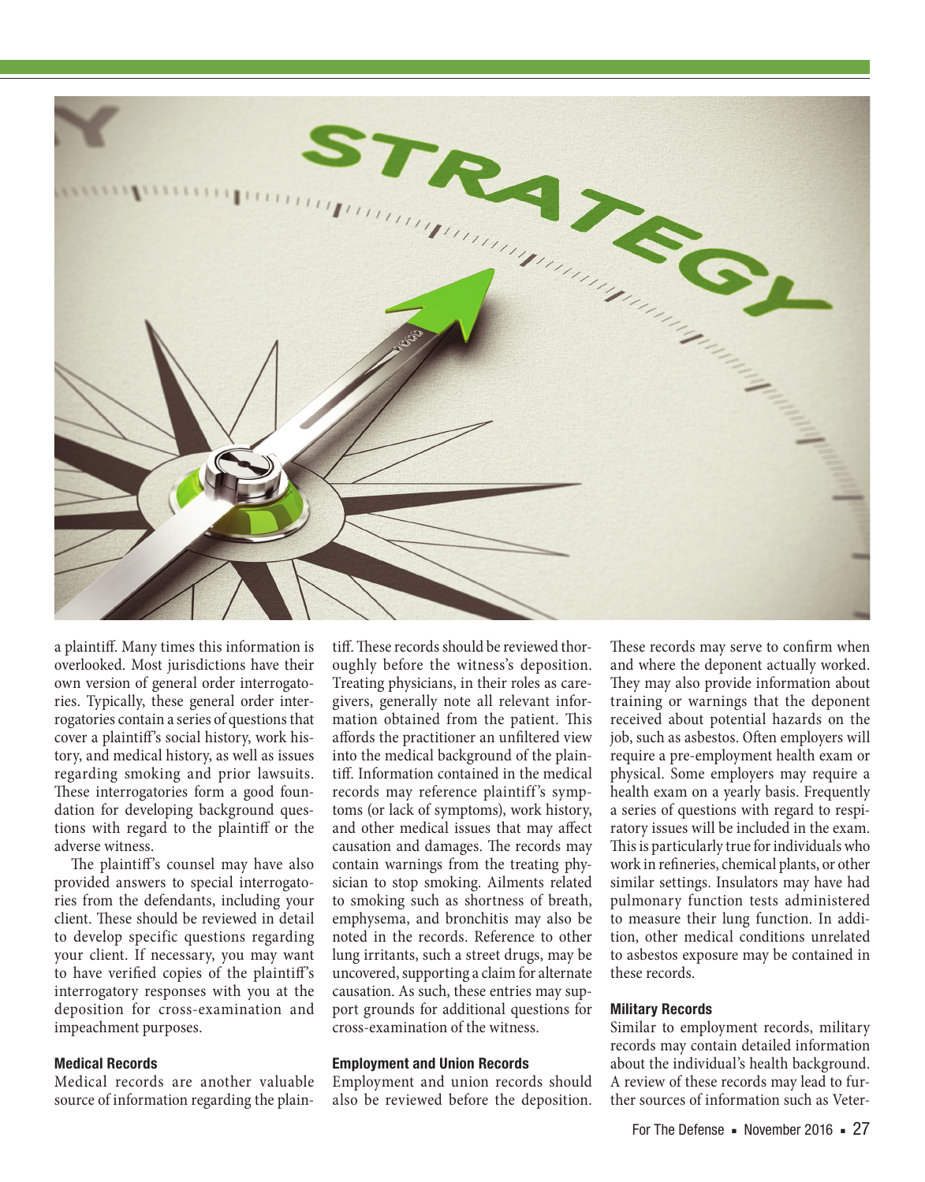a plaintiff. Many times this information is overlooked. Most jurisdictions have their own version of general order interrogatories. Typically, these general order interrogatories contain a series of questions that cover a plaintiff's social history, work history, and medical history, as well as issues regarding smoking and prior lawsuits. These interrogatories form a good foundation for developing background questions with regard to the plaintiff or the adverse witness.

The plaintiff's counsel may have also provided answers to special interrogatories from the defendants, including your client. These should be reviewed in detail to develop specific questions regarding your client. If necessary, you may want to have verified copies of the plaintiff's interrogatory responses with you at the deposition for cross-examination and impeachment purposes.

#### Medical Records

Medical records are another valuable source of information regarding the plaintiff. These records should be reviewed thoroughly before the witness's deposition. Treating physicians, in their roles as caregivers, generally note all relevant information obtained from the patient. This affords the practitioner an unfiltered view into the medical background of the plaintiff. Information contained in the medical records may reference plaintiff's symptoms (or lack of symptoms), work history, and other medical issues that may affect causation and damages. The records may contain warnings from the treating physician to stop smoking. Ailments related to smoking such as shortness of breath, emphysema, and bronchitis may also be noted in the records. Reference to other lung irritants, such a street drugs, may be uncovered, supporting a claim for alternate causation. As such, these entries may support grounds for additional questions for cross-examination of the witness.

#### Employment and Union Records

Employment and union records should also be reviewed before the deposition. These records may serve to confirm when and where the deponent actually worked. They may also provide information about training or warnings that the deponent received about potential hazards on the job, such as asbestos. Often employers will require a pre-employment health exam or physical. Some employers may require a health exam on a yearly basis. Frequently a series of questions with regard to respiratory issues will be included in the exam. This is particularly true for individuals who work in refineries, chemical plants, or other similar settings. Insulators may have had pulmonary function tests administered to measure their lung function. In addition, other medical conditions unrelated to asbestos exposure may be contained in these records.

#### Military Records

Similar to employment records, military records may contain detailed information about the individual's health background. A review of these records may lead to further sources of information such as Veter-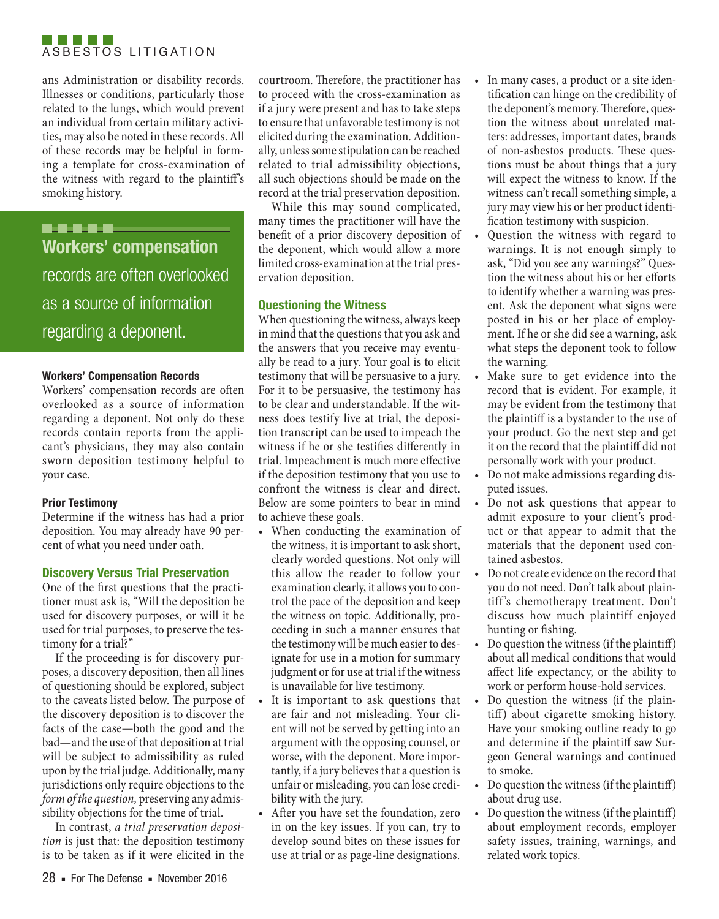ans Administration or disability records. Illnesses or conditions, particularly those related to the lungs, which would prevent an individual from certain military activities, may also be noted in these records. All of these records may be helpful in forming a template for cross-examination of the witness with regard to the plaintiff's smoking history.

**Workers' compensation** records are often overlooked as a source of information regarding a deponent.

#### Workers' Compensation Records

Workers' compensation records are often overlooked as a source of information regarding a deponent. Not only do these records contain reports from the applicant's physicians, they may also contain sworn deposition testimony helpful to your case.

#### Prior Testimony

Determine if the witness has had a prior deposition. You may already have 90 percent of what you need under oath.

### Discovery Versus Trial Preservation

One of the first questions that the practitioner must ask is, "Will the deposition be used for discovery purposes, or will it be used for trial purposes, to preserve the testimony for a trial?"

If the proceeding is for discovery purposes, a discovery deposition, then all lines of questioning should be explored, subject to the caveats listed below. The purpose of the discovery deposition is to discover the facts of the case—both the good and the bad—and the use of that deposition at trial will be subject to admissibility as ruled upon by the trial judge. Additionally, many jurisdictions only require objections to the *form of the question,* preserving any admissibility objections for the time of trial.

In contrast, *a trial preservation deposition* is just that: the deposition testimony is to be taken as if it were elicited in the courtroom. Therefore, the practitioner has to proceed with the cross-examination as if a jury were present and has to take steps to ensure that unfavorable testimony is not elicited during the examination. Additionally, unless some stipulation can be reached related to trial admissibility objections, all such objections should be made on the record at the trial preservation deposition.

While this may sound complicated, many times the practitioner will have the benefit of a prior discovery deposition of the deponent, which would allow a more limited cross-examination at the trial preservation deposition.

### Questioning the Witness

When questioning the witness, always keep in mind that the questions that you ask and the answers that you receive may eventually be read to a jury. Your goal is to elicit testimony that will be persuasive to a jury. For it to be persuasive, the testimony has to be clear and understandable. If the witness does testify live at trial, the deposition transcript can be used to impeach the witness if he or she testifies differently in trial. Impeachment is much more effective if the deposition testimony that you use to confront the witness is clear and direct. Below are some pointers to bear in mind to achieve these goals.

- When conducting the examination of the witness, it is important to ask short, clearly worded questions. Not only will this allow the reader to follow your examination clearly, it allows you to control the pace of the deposition and keep the witness on topic. Additionally, proceeding in such a manner ensures that the testimony will be much easier to designate for use in a motion for summary judgment or for use at trial if the witness is unavailable for live testimony.
- It is important to ask questions that are fair and not misleading. Your client will not be served by getting into an argument with the opposing counsel, or worse, with the deponent. More importantly, if a jury believes that a question is unfair or misleading, you can lose credibility with the jury.
- After you have set the foundation, zero in on the key issues. If you can, try to develop sound bites on these issues for use at trial or as page-line designations.
- In many cases, a product or a site identification can hinge on the credibility of the deponent's memory. Therefore, question the witness about unrelated matters: addresses, important dates, brands of non-asbestos products. These questions must be about things that a jury will expect the witness to know. If the witness can't recall something simple, a jury may view his or her product identification testimony with suspicion.
- Question the witness with regard to warnings. It is not enough simply to ask, "Did you see any warnings?" Question the witness about his or her efforts to identify whether a warning was present. Ask the deponent what signs were posted in his or her place of employment. If he or she did see a warning, ask what steps the deponent took to follow the warning.
- Make sure to get evidence into the record that is evident. For example, it may be evident from the testimony that the plaintiff is a bystander to the use of your product. Go the next step and get it on the record that the plaintiff did not personally work with your product.
- Do not make admissions regarding disputed issues.
- Do not ask questions that appear to admit exposure to your client's product or that appear to admit that the materials that the deponent used contained asbestos.
- Do not create evidence on the record that you do not need. Don't talk about plaintiff's chemotherapy treatment. Don't discuss how much plaintiff enjoyed hunting or fishing.
- Do question the witness (if the plaintiff) about all medical conditions that would affect life expectancy, or the ability to work or perform house-hold services.
- Do question the witness (if the plaintiff) about cigarette smoking history. Have your smoking outline ready to go and determine if the plaintiff saw Surgeon General warnings and continued to smoke.
- Do question the witness (if the plaintiff) about drug use.
- Do question the witness (if the plaintiff) about employment records, employer safety issues, training, warnings, and related work topics.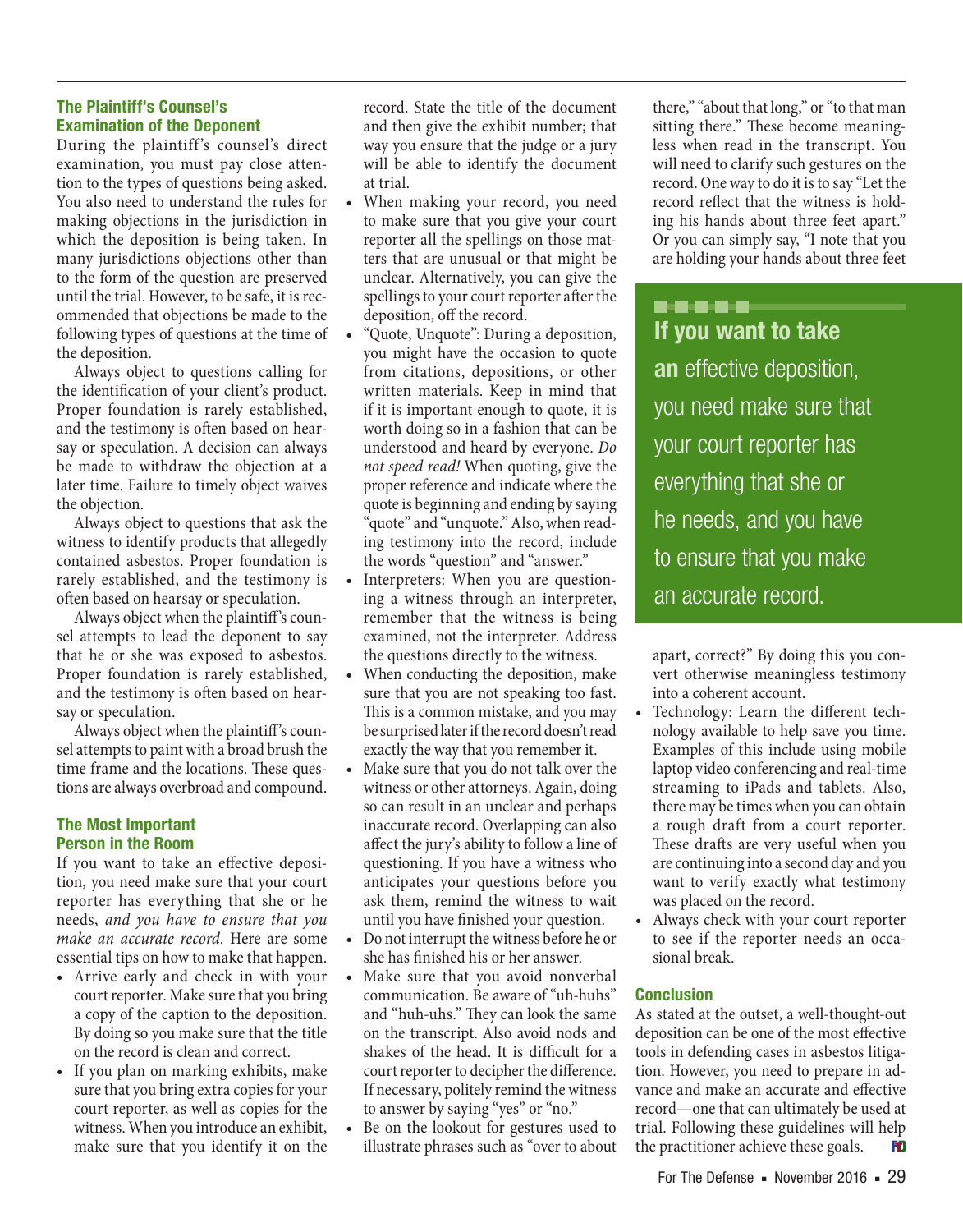## The Plaintiff's Counsel's Examination of the Deponent

During the plaintiff's counsel's direct examination, you must pay close attention to the types of questions being asked. You also need to understand the rules for making objections in the jurisdiction in which the deposition is being taken. In many jurisdictions objections other than to the form of the question are preserved until the trial. However, to be safe, it is recommended that objections be made to the following types of questions at the time of the deposition.

Always object to questions calling for the identification of your client's product. Proper foundation is rarely established, and the testimony is often based on hearsay or speculation. A decision can always be made to withdraw the objection at a later time. Failure to timely object waives the objection.

Always object to questions that ask the witness to identify products that allegedly contained asbestos. Proper foundation is rarely established, and the testimony is often based on hearsay or speculation.

Always object when the plaintiff's counsel attempts to lead the deponent to say that he or she was exposed to asbestos. Proper foundation is rarely established, and the testimony is often based on hearsay or speculation.

Always object when the plaintiff's counsel attempts to paint with a broad brush the time frame and the locations. These questions are always overbroad and compound.

## The Most Important Person in the Room

If you want to take an effective deposition, you need make sure that your court reporter has everything that she or he needs, *and you have to ensure that you make an accurate record.* Here are some essential tips on how to make that happen.

- Arrive early and check in with your court reporter. Make sure that you bring a copy of the caption to the deposition. By doing so you make sure that the title on the record is clean and correct.
- If you plan on marking exhibits, make sure that you bring extra copies for your court reporter, as well as copies for the witness. When you introduce an exhibit, make sure that you identify it on the record. State the title of the document and then give the exhibit number; that way you ensure that the judge or a jury will be able to identify the document at trial.
- When making your record, you need to make sure that you give your court reporter all the spellings on those matters that are unusual or that might be unclear. Alternatively, you can give the spellings to your court reporter after the deposition, off the record.
- "Quote, Unquote": During a deposition, you might have the occasion to quote from citations, depositions, or other written materials. Keep in mind that if it is important enough to quote, it is worth doing so in a fashion that can be understood and heard by everyone. *Do not speed read!* When quoting, give the proper reference and indicate where the quote is beginning and ending by saying "quote" and "unquote." Also, when reading testimony into the record, include the words "question" and "answer."
- Interpreters: When you are questioning a witness through an interpreter, remember that the witness is being examined, not the interpreter. Address the questions directly to the witness.
- When conducting the deposition, make sure that you are not speaking too fast. This is a common mistake, and you may be surprised later if the record doesn't read exactly the way that you remember it.
- Make sure that you do not talk over the witness or other attorneys. Again, doing so can result in an unclear and perhaps inaccurate record. Overlapping can also affect the jury's ability to follow a line of questioning. If you have a witness who anticipates your questions before you ask them, remind the witness to wait until you have finished your question.
- Do not interrupt the witness before he or she has finished his or her answer.
- Make sure that you avoid nonverbal communication. Be aware of "uh-huhs" and "huh-uhs." They can look the same on the transcript. Also avoid nods and shakes of the head. It is difficult for a court reporter to decipher the difference. If necessary, politely remind the witness to answer by saying "yes" or "no."
- Be on the lookout for gestures used to illustrate phrases such as "over to about there," "about that long," or "to that man sitting there." These become meaningless when read in the transcript. You will need to clarify such gestures on the record. One way to do it is to say "Let the record reflect that the witness is holding his hands about three feet apart." Or you can simply say, "I note that you are holding your hands about three feet apart, correct?" By doing this you convert otherwise meaningless testimony into a coherent account.
- Technology: Learn the different technology available to help save you time. Examples of this include using mobile laptop video conferencing and real-time streaming to iPads and tablets. Also, there may be times when you can obtain a rough draft from a court reporter. These drafts are very useful when you are continuing into a second day and you want to verify exactly what testimony was placed on the record.
- Always check with your court reporter to see if the reporter needs an occasional break.

> **If you want to take an** effective deposition, you need make sure that your court reporter has everything that she or he needs, and you have to ensure that you make an accurate record.

## Conclusion

As stated at the outset, a well-thought-out deposition can be one of the most effective tools in defending cases in asbestos litigation. However, you need to prepare in advance and make an accurate and effective record—one that can ultimately be used at trial. Following these guidelines will help the practitioner achieve these goals.